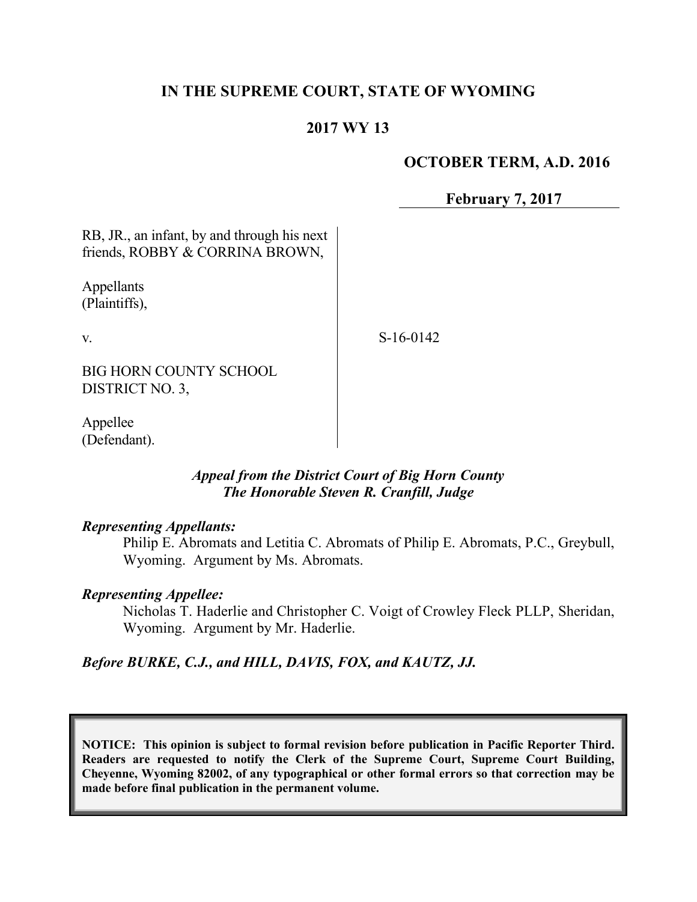**IN THE SUPREME COURT, STATE OF WYOMING**

**2017 WY 13**

**OCTOBER TERM, A.D. 2016**

**February 7, 2017**

RB, JR., an infant, by and through his next friends, ROBBY & CORRINA BROWN,

Appellants (Plaintiffs),

v.

S-16-0142

BIG HORN COUNTY SCHOOL DISTRICT NO. 3,

Appellee (Defendant).

***Appeal from the District Court of Big Horn County***
***The Honorable Steven R. Cranfill, Judge***

***Representing Appellants:***

Philip E. Abromats and Letitia C. Abromats of Philip E. Abromats, P.C., Greybull, Wyoming. Argument by Ms. Abromats.

***Representing Appellee:***

Nicholas T. Haderlie and Christopher C. Voigt of Crowley Fleck PLLP, Sheridan, Wyoming. Argument by Mr. Haderlie.

***Before BURKE, C.J., and HILL, DAVIS, FOX, and KAUTZ, JJ.***

**NOTICE: This opinion is subject to formal revision before publication in Pacific Reporter Third. Readers are requested to notify the Clerk of the Supreme Court, Supreme Court Building, Cheyenne, Wyoming 82002, of any typographical or other formal errors so that correction may be made before final publication in the permanent volume.**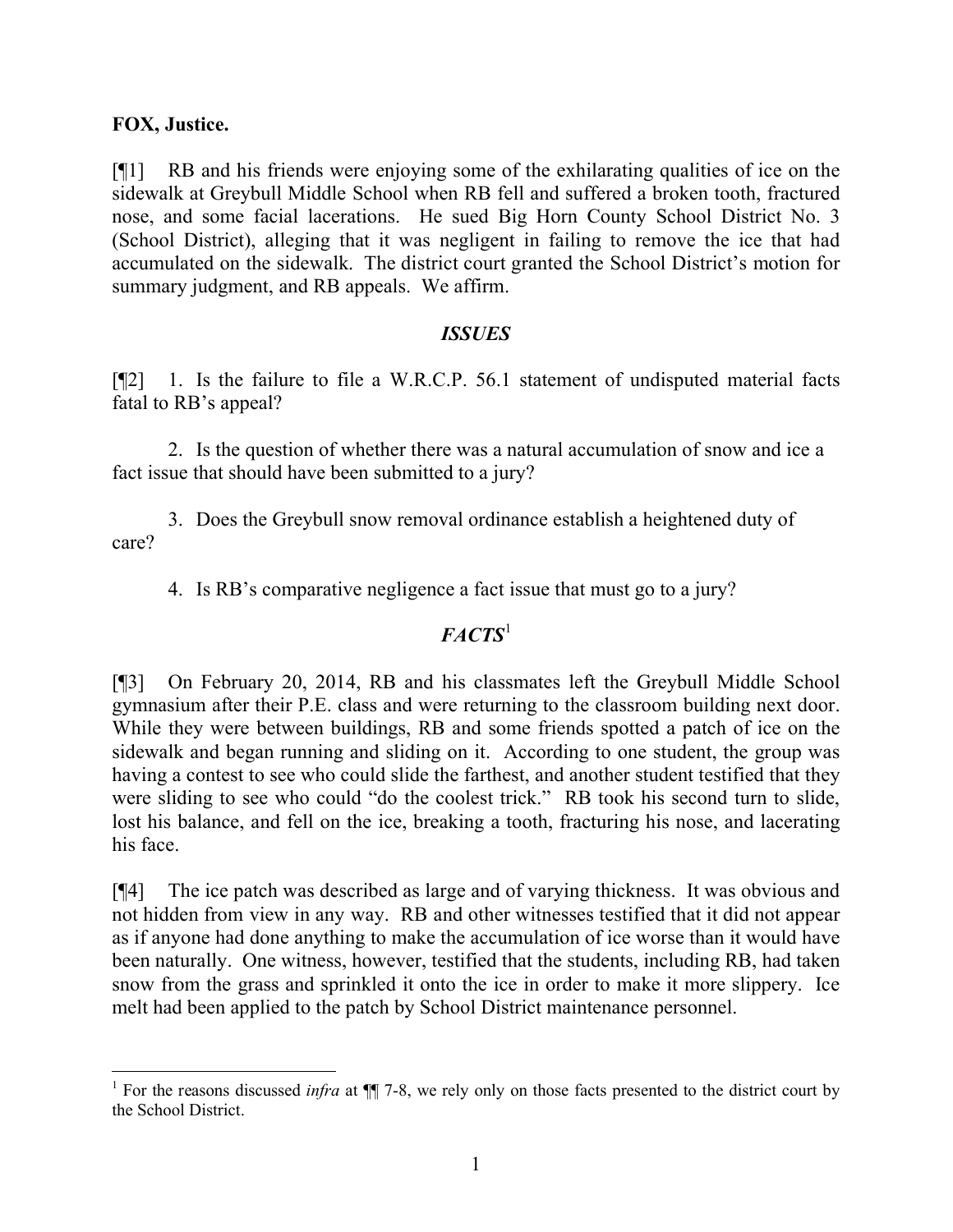**FOX, Justice.**

[¶1] RB and his friends were enjoying some of the exhilarating qualities of ice on the sidewalk at Greybull Middle School when RB fell and suffered a broken tooth, fractured nose, and some facial lacerations. He sued Big Horn County School District No. 3 (School District), alleging that it was negligent in failing to remove the ice that had accumulated on the sidewalk. The district court granted the School District's motion for summary judgment, and RB appeals. We affirm.

## *ISSUES*

[¶2] 1. Is the failure to file a W.R.C.P. 56.1 statement of undisputed material facts fatal to RB's appeal?

2. Is the question of whether there was a natural accumulation of snow and ice a fact issue that should have been submitted to a jury?

3. Does the Greybull snow removal ordinance establish a heightened duty of care?

4. Is RB's comparative negligence a fact issue that must go to a jury?

## *FACTS*[1]

[¶3] On February 20, 2014, RB and his classmates left the Greybull Middle School gymnasium after their P.E. class and were returning to the classroom building next door. While they were between buildings, RB and some friends spotted a patch of ice on the sidewalk and began running and sliding on it. According to one student, the group was having a contest to see who could slide the farthest, and another student testified that they were sliding to see who could "do the coolest trick." RB took his second turn to slide, lost his balance, and fell on the ice, breaking a tooth, fracturing his nose, and lacerating his face.

[¶4] The ice patch was described as large and of varying thickness. It was obvious and not hidden from view in any way. RB and other witnesses testified that it did not appear as if anyone had done anything to make the accumulation of ice worse than it would have been naturally. One witness, however, testified that the students, including RB, had taken snow from the grass and sprinkled it onto the ice in order to make it more slippery. Ice melt had been applied to the patch by School District maintenance personnel.

---

[1] For the reasons discussed *infra* at ¶¶ 7-8, we rely only on those facts presented to the district court by the School District.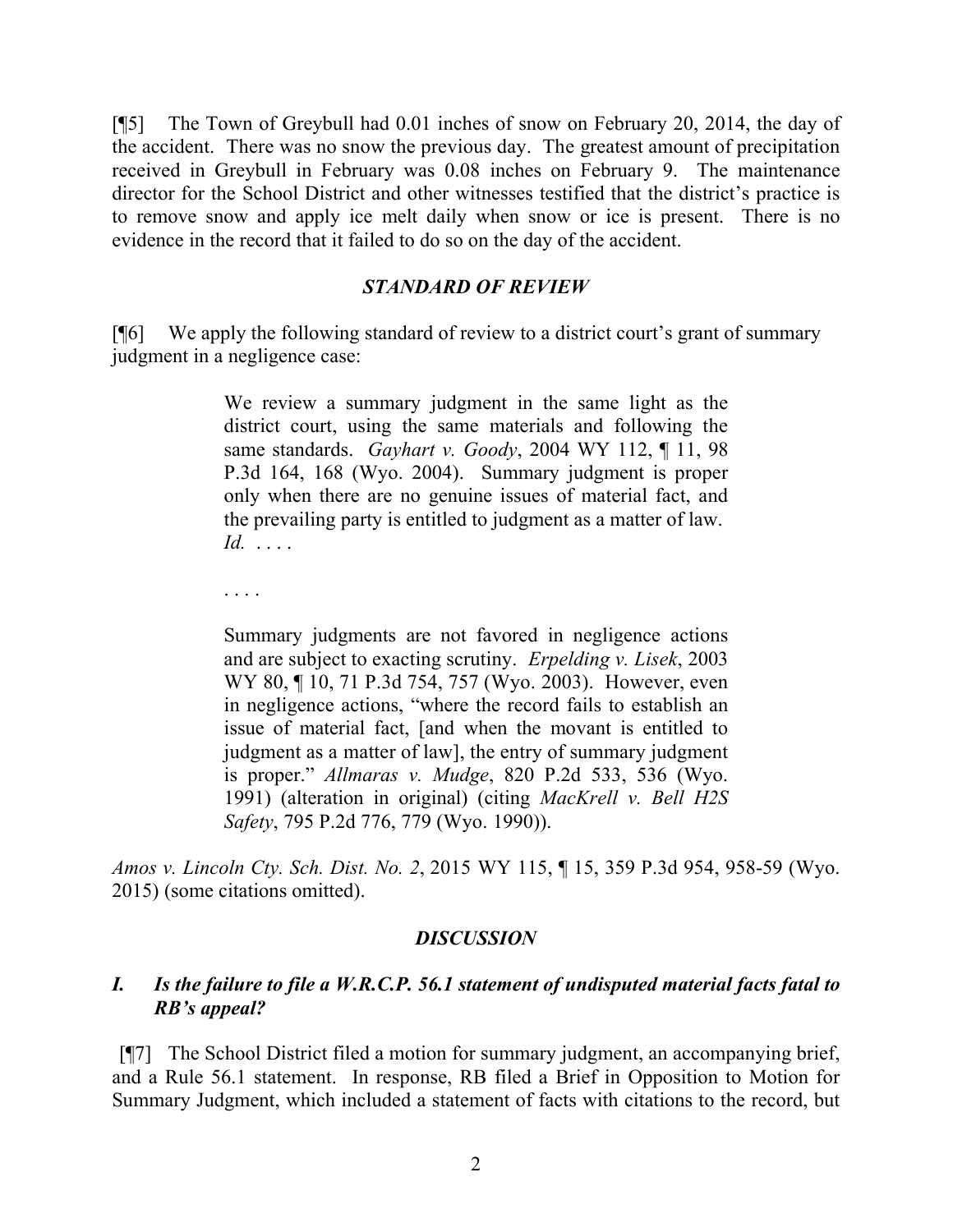[¶5] The Town of Greybull had 0.01 inches of snow on February 20, 2014, the day of the accident. There was no snow the previous day. The greatest amount of precipitation received in Greybull in February was 0.08 inches on February 9. The maintenance director for the School District and other witnesses testified that the district's practice is to remove snow and apply ice melt daily when snow or ice is present. There is no evidence in the record that it failed to do so on the day of the accident.

## *STANDARD OF REVIEW*

[¶6] We apply the following standard of review to a district court's grant of summary judgment in a negligence case:

> We review a summary judgment in the same light as the district court, using the same materials and following the same standards. *Gayhart v. Goody*, 2004 WY 112, ¶ 11, 98 P.3d 164, 168 (Wyo. 2004). Summary judgment is proper only when there are no genuine issues of material fact, and the prevailing party is entitled to judgment as a matter of law. *Id.* . . . .
>
> . . . .
>
> Summary judgments are not favored in negligence actions and are subject to exacting scrutiny. *Erpelding v. Lisek*, 2003 WY 80, ¶ 10, 71 P.3d 754, 757 (Wyo. 2003). However, even in negligence actions, "where the record fails to establish an issue of material fact, [and when the movant is entitled to judgment as a matter of law], the entry of summary judgment is proper." *Allmaras v. Mudge*, 820 P.2d 533, 536 (Wyo. 1991) (alteration in original) (citing *MacKrell v. Bell H2S Safety*, 795 P.2d 776, 779 (Wyo. 1990)).

*Amos v. Lincoln Cty. Sch. Dist. No. 2*, 2015 WY 115, ¶ 15, 359 P.3d 954, 958-59 (Wyo. 2015) (some citations omitted).

## *DISCUSSION*

### *I. Is the failure to file a W.R.C.P. 56.1 statement of undisputed material facts fatal to RB's appeal?*

[¶7] The School District filed a motion for summary judgment, an accompanying brief, and a Rule 56.1 statement. In response, RB filed a Brief in Opposition to Motion for Summary Judgment, which included a statement of facts with citations to the record, but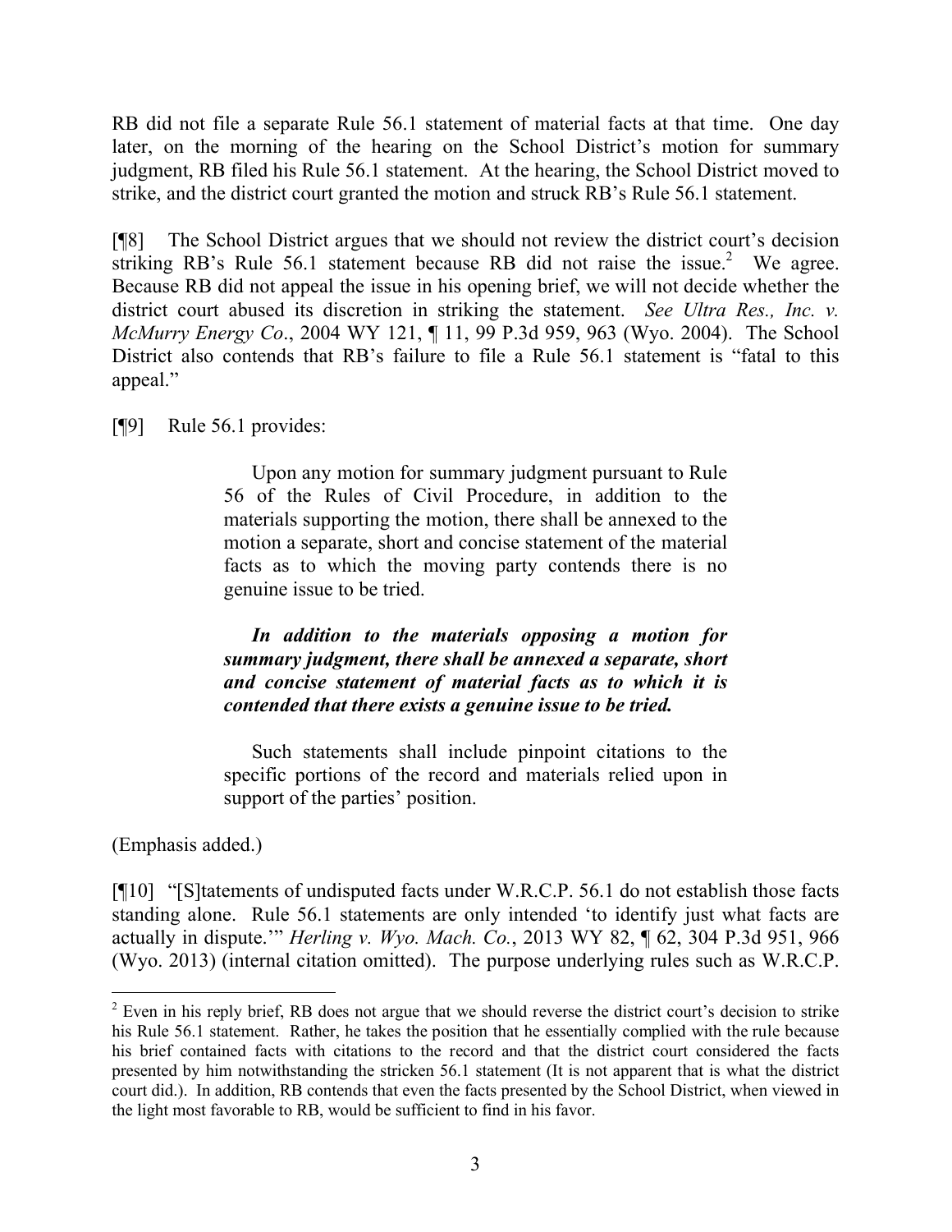RB did not file a separate Rule 56.1 statement of material facts at that time. One day later, on the morning of the hearing on the School District's motion for summary judgment, RB filed his Rule 56.1 statement. At the hearing, the School District moved to strike, and the district court granted the motion and struck RB's Rule 56.1 statement.

[¶8] The School District argues that we should not review the district court's decision striking RB's Rule 56.1 statement because RB did not raise the issue.[2] We agree. Because RB did not appeal the issue in his opening brief, we will not decide whether the district court abused its discretion in striking the statement. *See Ultra Res., Inc. v. McMurry Energy Co*., 2004 WY 121, ¶ 11, 99 P.3d 959, 963 (Wyo. 2004). The School District also contends that RB's failure to file a Rule 56.1 statement is "fatal to this appeal."

[¶9] Rule 56.1 provides:

> Upon any motion for summary judgment pursuant to Rule 56 of the Rules of Civil Procedure, in addition to the materials supporting the motion, there shall be annexed to the motion a separate, short and concise statement of the material facts as to which the moving party contends there is no genuine issue to be tried.
>
> ***In addition to the materials opposing a motion for summary judgment, there shall be annexed a separate, short and concise statement of material facts as to which it is contended that there exists a genuine issue to be tried.***
>
> Such statements shall include pinpoint citations to the specific portions of the record and materials relied upon in support of the parties' position.

(Emphasis added.)

[¶10] "[S]tatements of undisputed facts under W.R.C.P. 56.1 do not establish those facts standing alone. Rule 56.1 statements are only intended 'to identify just what facts are actually in dispute.'" *Herling v. Wyo. Mach. Co.*, 2013 WY 82, ¶ 62, 304 P.3d 951, 966 (Wyo. 2013) (internal citation omitted). The purpose underlying rules such as W.R.C.P.

---

[2] Even in his reply brief, RB does not argue that we should reverse the district court's decision to strike his Rule 56.1 statement. Rather, he takes the position that he essentially complied with the rule because his brief contained facts with citations to the record and that the district court considered the facts presented by him notwithstanding the stricken 56.1 statement (It is not apparent that is what the district court did.). In addition, RB contends that even the facts presented by the School District, when viewed in the light most favorable to RB, would be sufficient to find in his favor.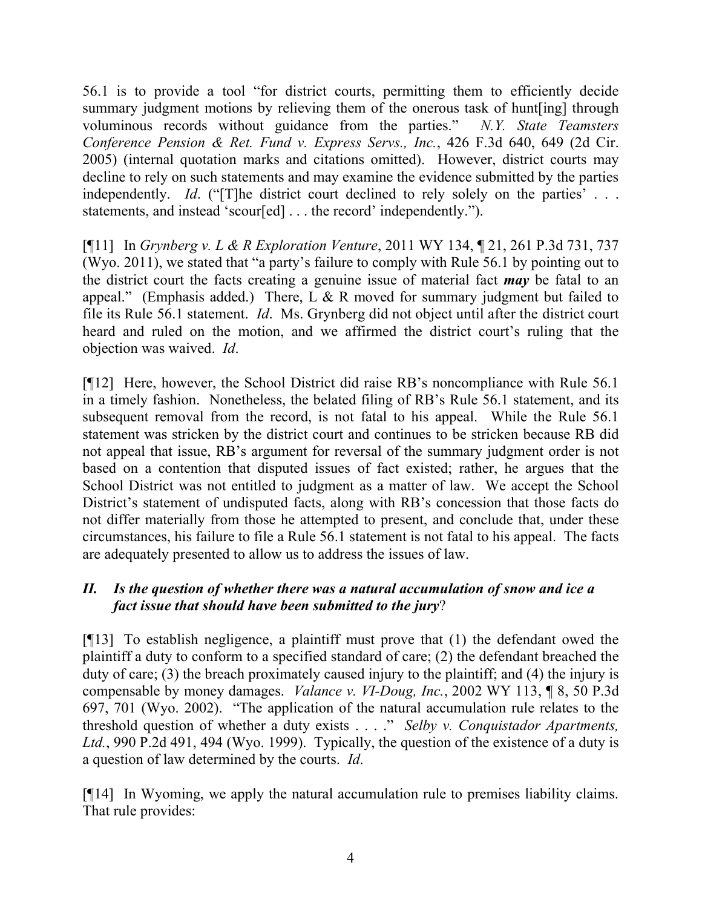56.1 is to provide a tool "for district courts, permitting them to efficiently decide summary judgment motions by relieving them of the onerous task of hunt[ing] through voluminous records without guidance from the parties." *N.Y. State Teamsters Conference Pension & Ret. Fund v. Express Servs., Inc.*, 426 F.3d 640, 649 (2d Cir. 2005) (internal quotation marks and citations omitted). However, district courts may decline to rely on such statements and may examine the evidence submitted by the parties independently. *Id*. ("[T]he district court declined to rely solely on the parties' . . . statements, and instead 'scour[ed] . . . the record' independently.").

[¶11] In *Grynberg v. L & R Exploration Venture*, 2011 WY 134, ¶ 21, 261 P.3d 731, 737 (Wyo. 2011), we stated that "a party's failure to comply with Rule 56.1 by pointing out to the district court the facts creating a genuine issue of material fact ***may*** be fatal to an appeal." (Emphasis added.) There, L & R moved for summary judgment but failed to file its Rule 56.1 statement. *Id*. Ms. Grynberg did not object until after the district court heard and ruled on the motion, and we affirmed the district court's ruling that the objection was waived. *Id*.

[¶12] Here, however, the School District did raise RB's noncompliance with Rule 56.1 in a timely fashion. Nonetheless, the belated filing of RB's Rule 56.1 statement, and its subsequent removal from the record, is not fatal to his appeal. While the Rule 56.1 statement was stricken by the district court and continues to be stricken because RB did not appeal that issue, RB's argument for reversal of the summary judgment order is not based on a contention that disputed issues of fact existed; rather, he argues that the School District was not entitled to judgment as a matter of law. We accept the School District's statement of undisputed facts, along with RB's concession that those facts do not differ materially from those he attempted to present, and conclude that, under these circumstances, his failure to file a Rule 56.1 statement is not fatal to his appeal. The facts are adequately presented to allow us to address the issues of law.

## *II. Is the question of whether there was a natural accumulation of snow and ice a fact issue that should have been submitted to the jury*?

[¶13] To establish negligence, a plaintiff must prove that (1) the defendant owed the plaintiff a duty to conform to a specified standard of care; (2) the defendant breached the duty of care; (3) the breach proximately caused injury to the plaintiff; and (4) the injury is compensable by money damages. *Valance v. VI-Doug, Inc.*, 2002 WY 113, ¶ 8, 50 P.3d 697, 701 (Wyo. 2002). "The application of the natural accumulation rule relates to the threshold question of whether a duty exists . . . ." *Selby v. Conquistador Apartments, Ltd.*, 990 P.2d 491, 494 (Wyo. 1999). Typically, the question of the existence of a duty is a question of law determined by the courts. *Id*.

[¶14] In Wyoming, we apply the natural accumulation rule to premises liability claims. That rule provides: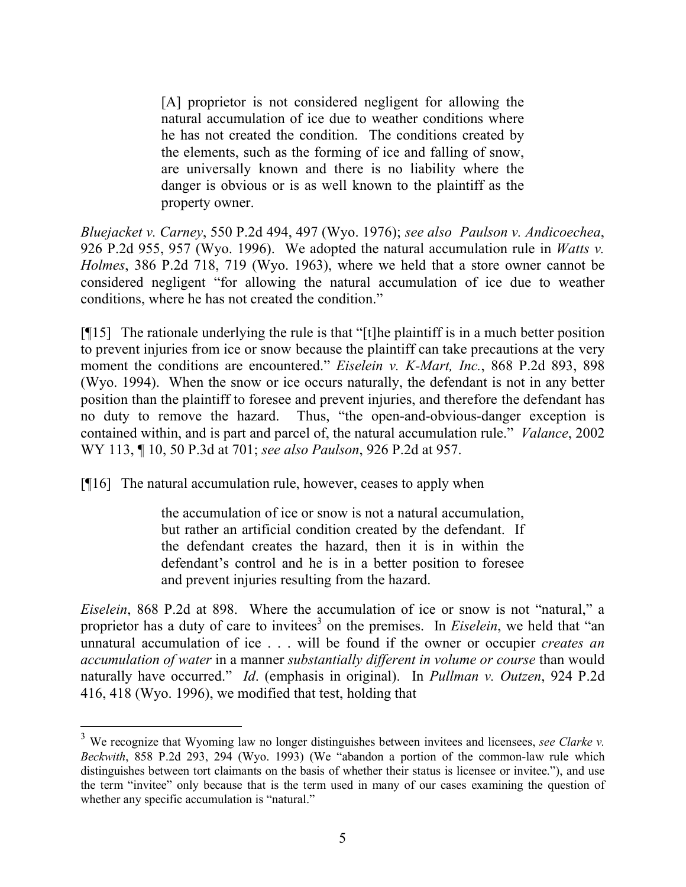> [A] proprietor is not considered negligent for allowing the natural accumulation of ice due to weather conditions where he has not created the condition. The conditions created by the elements, such as the forming of ice and falling of snow, are universally known and there is no liability where the danger is obvious or is as well known to the plaintiff as the property owner.

*Bluejacket v. Carney*, 550 P.2d 494, 497 (Wyo. 1976); *see also Paulson v. Andicoechea*, 926 P.2d 955, 957 (Wyo. 1996). We adopted the natural accumulation rule in *Watts v. Holmes*, 386 P.2d 718, 719 (Wyo. 1963), where we held that a store owner cannot be considered negligent "for allowing the natural accumulation of ice due to weather conditions, where he has not created the condition."

[¶15] The rationale underlying the rule is that "[t]he plaintiff is in a much better position to prevent injuries from ice or snow because the plaintiff can take precautions at the very moment the conditions are encountered." *Eiselein v. K-Mart, Inc.*, 868 P.2d 893, 898 (Wyo. 1994). When the snow or ice occurs naturally, the defendant is not in any better position than the plaintiff to foresee and prevent injuries, and therefore the defendant has no duty to remove the hazard. Thus, "the open-and-obvious-danger exception is contained within, and is part and parcel of, the natural accumulation rule." *Valance*, 2002 WY 113, ¶ 10, 50 P.3d at 701; *see also Paulson*, 926 P.2d at 957.

[¶16] The natural accumulation rule, however, ceases to apply when

> the accumulation of ice or snow is not a natural accumulation, but rather an artificial condition created by the defendant. If the defendant creates the hazard, then it is in within the defendant's control and he is in a better position to foresee and prevent injuries resulting from the hazard.

*Eiselein*, 868 P.2d at 898. Where the accumulation of ice or snow is not "natural," a proprietor has a duty of care to invitees[3] on the premises. In *Eiselein*, we held that "an unnatural accumulation of ice . . . will be found if the owner or occupier *creates an accumulation of water* in a manner *substantially different in volume or course* than would naturally have occurred." *Id*. (emphasis in original). In *Pullman v. Outzen*, 924 P.2d 416, 418 (Wyo. 1996), we modified that test, holding that

---

[3] We recognize that Wyoming law no longer distinguishes between invitees and licensees, *see Clarke v. Beckwith*, 858 P.2d 293, 294 (Wyo. 1993) (We "abandon a portion of the common-law rule which distinguishes between tort claimants on the basis of whether their status is licensee or invitee."), and use the term "invitee" only because that is the term used in many of our cases examining the question of whether any specific accumulation is "natural."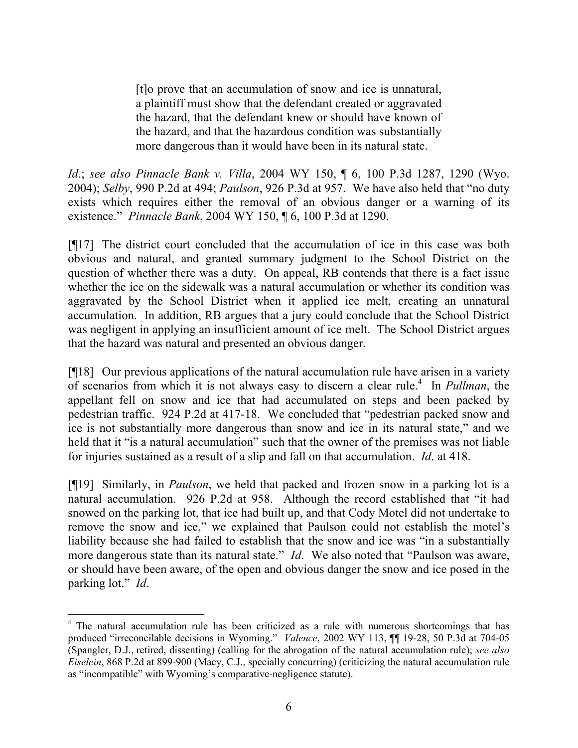> [t]o prove that an accumulation of snow and ice is unnatural, a plaintiff must show that the defendant created or aggravated the hazard, that the defendant knew or should have known of the hazard, and that the hazardous condition was substantially more dangerous than it would have been in its natural state.

*Id*.; *see also Pinnacle Bank v. Villa*, 2004 WY 150, ¶ 6, 100 P.3d 1287, 1290 (Wyo. 2004); *Selby*, 990 P.2d at 494; *Paulson*, 926 P.3d at 957. We have also held that "no duty exists which requires either the removal of an obvious danger or a warning of its existence." *Pinnacle Bank*, 2004 WY 150, ¶ 6, 100 P.3d at 1290.

[¶17] The district court concluded that the accumulation of ice in this case was both obvious and natural, and granted summary judgment to the School District on the question of whether there was a duty. On appeal, RB contends that there is a fact issue whether the ice on the sidewalk was a natural accumulation or whether its condition was aggravated by the School District when it applied ice melt, creating an unnatural accumulation. In addition, RB argues that a jury could conclude that the School District was negligent in applying an insufficient amount of ice melt. The School District argues that the hazard was natural and presented an obvious danger.

[¶18] Our previous applications of the natural accumulation rule have arisen in a variety of scenarios from which it is not always easy to discern a clear rule.[4] In *Pullman*, the appellant fell on snow and ice that had accumulated on steps and been packed by pedestrian traffic. 924 P.2d at 417-18. We concluded that "pedestrian packed snow and ice is not substantially more dangerous than snow and ice in its natural state," and we held that it "is a natural accumulation" such that the owner of the premises was not liable for injuries sustained as a result of a slip and fall on that accumulation. *Id*. at 418.

[¶19] Similarly, in *Paulson*, we held that packed and frozen snow in a parking lot is a natural accumulation. 926 P.2d at 958. Although the record established that "it had snowed on the parking lot, that ice had built up, and that Cody Motel did not undertake to remove the snow and ice," we explained that Paulson could not establish the motel's liability because she had failed to establish that the snow and ice was "in a substantially more dangerous state than its natural state." *Id*. We also noted that "Paulson was aware, or should have been aware, of the open and obvious danger the snow and ice posed in the parking lot." *Id*.

---

[4] The natural accumulation rule has been criticized as a rule with numerous shortcomings that has produced "irreconcilable decisions in Wyoming." *Valence*, 2002 WY 113, ¶¶ 19-28, 50 P.3d at 704-05 (Spangler, D.J., retired, dissenting) (calling for the abrogation of the natural accumulation rule); *see also Eiselein*, 868 P.2d at 899-900 (Macy, C.J., specially concurring) (criticizing the natural accumulation rule as "incompatible" with Wyoming's comparative-negligence statute).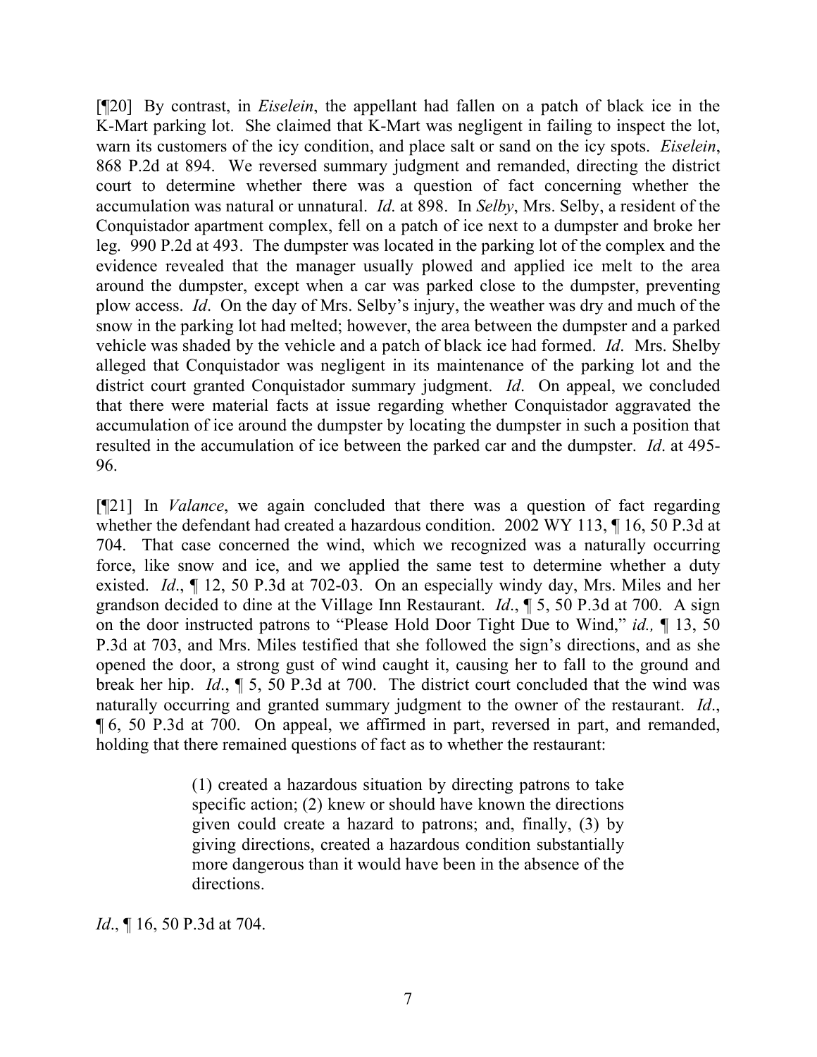[¶20] By contrast, in *Eiselein*, the appellant had fallen on a patch of black ice in the K-Mart parking lot. She claimed that K-Mart was negligent in failing to inspect the lot, warn its customers of the icy condition, and place salt or sand on the icy spots. *Eiselein*, 868 P.2d at 894. We reversed summary judgment and remanded, directing the district court to determine whether there was a question of fact concerning whether the accumulation was natural or unnatural. *Id*. at 898. In *Selby*, Mrs. Selby, a resident of the Conquistador apartment complex, fell on a patch of ice next to a dumpster and broke her leg. 990 P.2d at 493. The dumpster was located in the parking lot of the complex and the evidence revealed that the manager usually plowed and applied ice melt to the area around the dumpster, except when a car was parked close to the dumpster, preventing plow access. *Id*. On the day of Mrs. Selby's injury, the weather was dry and much of the snow in the parking lot had melted; however, the area between the dumpster and a parked vehicle was shaded by the vehicle and a patch of black ice had formed. *Id*. Mrs. Shelby alleged that Conquistador was negligent in its maintenance of the parking lot and the district court granted Conquistador summary judgment. *Id*. On appeal, we concluded that there were material facts at issue regarding whether Conquistador aggravated the accumulation of ice around the dumpster by locating the dumpster in such a position that resulted in the accumulation of ice between the parked car and the dumpster. *Id*. at 495-96.

[¶21] In *Valance*, we again concluded that there was a question of fact regarding whether the defendant had created a hazardous condition. 2002 WY 113, ¶ 16, 50 P.3d at 704. That case concerned the wind, which we recognized was a naturally occurring force, like snow and ice, and we applied the same test to determine whether a duty existed. *Id*., ¶ 12, 50 P.3d at 702-03. On an especially windy day, Mrs. Miles and her grandson decided to dine at the Village Inn Restaurant. *Id*., ¶ 5, 50 P.3d at 700. A sign on the door instructed patrons to "Please Hold Door Tight Due to Wind," *id.,* ¶ 13, 50 P.3d at 703, and Mrs. Miles testified that she followed the sign's directions, and as she opened the door, a strong gust of wind caught it, causing her to fall to the ground and break her hip. *Id*., ¶ 5, 50 P.3d at 700. The district court concluded that the wind was naturally occurring and granted summary judgment to the owner of the restaurant. *Id*., ¶ 6, 50 P.3d at 700. On appeal, we affirmed in part, reversed in part, and remanded, holding that there remained questions of fact as to whether the restaurant:

> (1) created a hazardous situation by directing patrons to take specific action; (2) knew or should have known the directions given could create a hazard to patrons; and, finally, (3) by giving directions, created a hazardous condition substantially more dangerous than it would have been in the absence of the directions.

*Id*., ¶ 16, 50 P.3d at 704.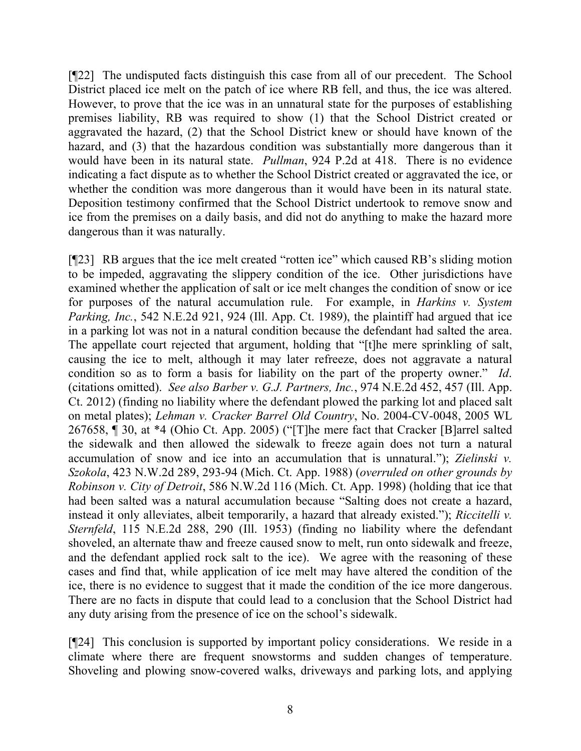[¶22] The undisputed facts distinguish this case from all of our precedent. The School District placed ice melt on the patch of ice where RB fell, and thus, the ice was altered. However, to prove that the ice was in an unnatural state for the purposes of establishing premises liability, RB was required to show (1) that the School District created or aggravated the hazard, (2) that the School District knew or should have known of the hazard, and (3) that the hazardous condition was substantially more dangerous than it would have been in its natural state. *Pullman*, 924 P.2d at 418. There is no evidence indicating a fact dispute as to whether the School District created or aggravated the ice, or whether the condition was more dangerous than it would have been in its natural state. Deposition testimony confirmed that the School District undertook to remove snow and ice from the premises on a daily basis, and did not do anything to make the hazard more dangerous than it was naturally.

[¶23] RB argues that the ice melt created "rotten ice" which caused RB's sliding motion to be impeded, aggravating the slippery condition of the ice. Other jurisdictions have examined whether the application of salt or ice melt changes the condition of snow or ice for purposes of the natural accumulation rule. For example, in *Harkins v. System Parking, Inc.*, 542 N.E.2d 921, 924 (Ill. App. Ct. 1989), the plaintiff had argued that ice in a parking lot was not in a natural condition because the defendant had salted the area. The appellate court rejected that argument, holding that "[t]he mere sprinkling of salt, causing the ice to melt, although it may later refreeze, does not aggravate a natural condition so as to form a basis for liability on the part of the property owner." *Id*. (citations omitted). *See also Barber v. G.J. Partners, Inc.*, 974 N.E.2d 452, 457 (Ill. App. Ct. 2012) (finding no liability where the defendant plowed the parking lot and placed salt on metal plates); *Lehman v. Cracker Barrel Old Country*, No. 2004-CV-0048, 2005 WL 267658, ¶ 30, at *4 (Ohio Ct. App. 2005) ("[T]he mere fact that Cracker [B]arrel salted the sidewalk and then allowed the sidewalk to freeze again does not turn a natural accumulation of snow and ice into an accumulation that is unnatural."); *Zielinski v. Szokola*, 423 N.W.2d 289, 293-94 (Mich. Ct. App. 1988) (*overruled on other grounds by Robinson v. City of Detroit*, 586 N.W.2d 116 (Mich. Ct. App. 1998) (holding that ice that had been salted was a natural accumulation because "Salting does not create a hazard, instead it only alleviates, albeit temporarily, a hazard that already existed."); *Riccitelli v. Sternfeld*, 115 N.E.2d 288, 290 (Ill. 1953) (finding no liability where the defendant shoveled, an alternate thaw and freeze caused snow to melt, run onto sidewalk and freeze, and the defendant applied rock salt to the ice). We agree with the reasoning of these cases and find that, while application of ice melt may have altered the condition of the ice, there is no evidence to suggest that it made the condition of the ice more dangerous. There are no facts in dispute that could lead to a conclusion that the School District had any duty arising from the presence of ice on the school's sidewalk.

[¶24] This conclusion is supported by important policy considerations. We reside in a climate where there are frequent snowstorms and sudden changes of temperature. Shoveling and plowing snow-covered walks, driveways and parking lots, and applying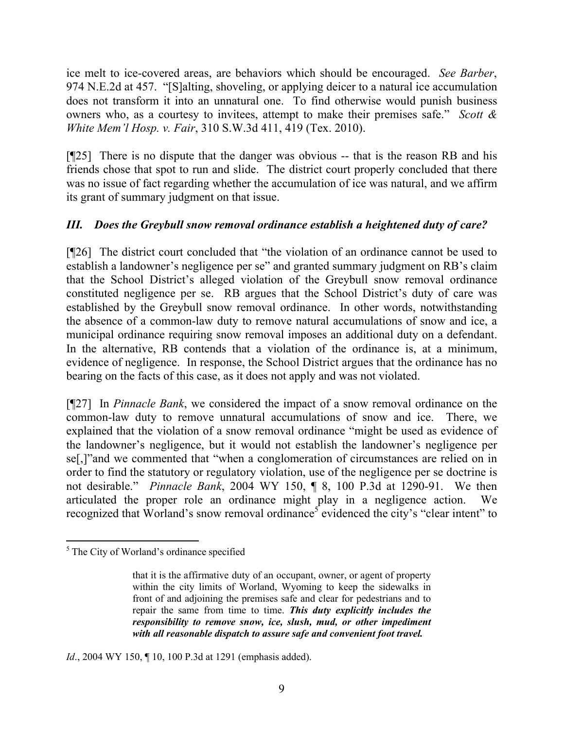ice melt to ice-covered areas, are behaviors which should be encouraged. *See Barber*, 974 N.E.2d at 457. "[S]alting, shoveling, or applying deicer to a natural ice accumulation does not transform it into an unnatural one. To find otherwise would punish business owners who, as a courtesy to invitees, attempt to make their premises safe." *Scott & White Mem'l Hosp. v. Fair*, 310 S.W.3d 411, 419 (Tex. 2010).

[¶25] There is no dispute that the danger was obvious -- that is the reason RB and his friends chose that spot to run and slide. The district court properly concluded that there was no issue of fact regarding whether the accumulation of ice was natural, and we affirm its grant of summary judgment on that issue.

### *III. Does the Greybull snow removal ordinance establish a heightened duty of care?*

[¶26] The district court concluded that "the violation of an ordinance cannot be used to establish a landowner's negligence per se" and granted summary judgment on RB's claim that the School District's alleged violation of the Greybull snow removal ordinance constituted negligence per se. RB argues that the School District's duty of care was established by the Greybull snow removal ordinance. In other words, notwithstanding the absence of a common-law duty to remove natural accumulations of snow and ice, a municipal ordinance requiring snow removal imposes an additional duty on a defendant. In the alternative, RB contends that a violation of the ordinance is, at a minimum, evidence of negligence. In response, the School District argues that the ordinance has no bearing on the facts of this case, as it does not apply and was not violated.

[¶27] In *Pinnacle Bank*, we considered the impact of a snow removal ordinance on the common-law duty to remove unnatural accumulations of snow and ice. There, we explained that the violation of a snow removal ordinance "might be used as evidence of the landowner's negligence, but it would not establish the landowner's negligence per se[,]"and we commented that "when a conglomeration of circumstances are relied on in order to find the statutory or regulatory violation, use of the negligence per se doctrine is not desirable." *Pinnacle Bank*, 2004 WY 150, ¶ 8, 100 P.3d at 1290-91. We then articulated the proper role an ordinance might play in a negligence action. We recognized that Worland's snow removal ordinance[5] evidenced the city's "clear intent" to

---

[5] The City of Worland's ordinance specified

> that it is the affirmative duty of an occupant, owner, or agent of property within the city limits of Worland, Wyoming to keep the sidewalks in front of and adjoining the premises safe and clear for pedestrians and to repair the same from time to time. ***This duty explicitly includes the responsibility to remove snow, ice, slush, mud, or other impediment with all reasonable dispatch to assure safe and convenient foot travel.***

*Id*., 2004 WY 150, ¶ 10, 100 P.3d at 1291 (emphasis added).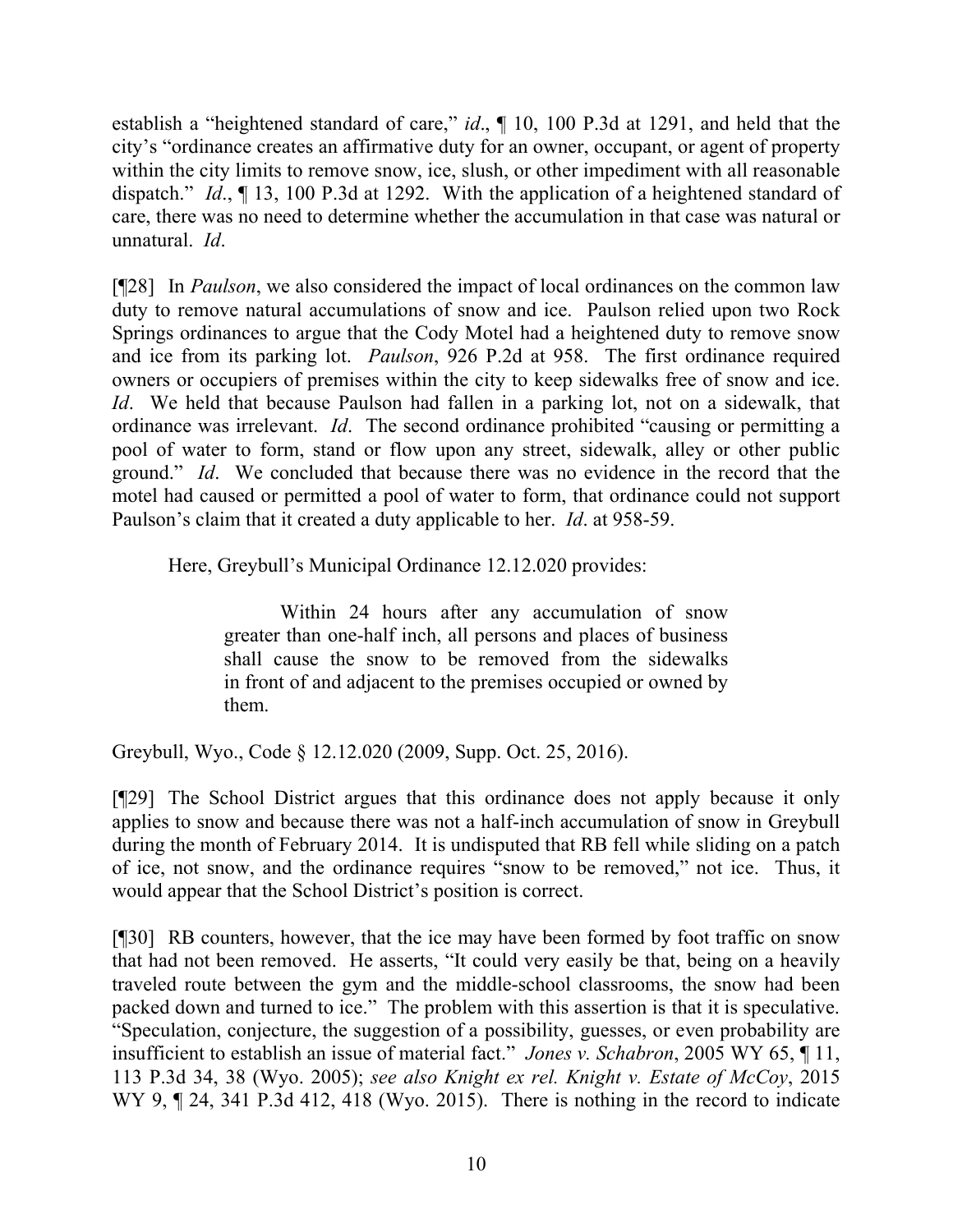establish a "heightened standard of care," *id*., ¶ 10, 100 P.3d at 1291, and held that the city's "ordinance creates an affirmative duty for an owner, occupant, or agent of property within the city limits to remove snow, ice, slush, or other impediment with all reasonable dispatch." *Id*., ¶ 13, 100 P.3d at 1292. With the application of a heightened standard of care, there was no need to determine whether the accumulation in that case was natural or unnatural. *Id*.

[¶28] In *Paulson*, we also considered the impact of local ordinances on the common law duty to remove natural accumulations of snow and ice. Paulson relied upon two Rock Springs ordinances to argue that the Cody Motel had a heightened duty to remove snow and ice from its parking lot. *Paulson*, 926 P.2d at 958. The first ordinance required owners or occupiers of premises within the city to keep sidewalks free of snow and ice. *Id*. We held that because Paulson had fallen in a parking lot, not on a sidewalk, that ordinance was irrelevant. *Id*. The second ordinance prohibited "causing or permitting a pool of water to form, stand or flow upon any street, sidewalk, alley or other public ground." *Id*. We concluded that because there was no evidence in the record that the motel had caused or permitted a pool of water to form, that ordinance could not support Paulson's claim that it created a duty applicable to her. *Id*. at 958-59.

Here, Greybull's Municipal Ordinance 12.12.020 provides:

> Within 24 hours after any accumulation of snow greater than one-half inch, all persons and places of business shall cause the snow to be removed from the sidewalks in front of and adjacent to the premises occupied or owned by them.

Greybull, Wyo., Code § 12.12.020 (2009, Supp. Oct. 25, 2016).

[¶29] The School District argues that this ordinance does not apply because it only applies to snow and because there was not a half-inch accumulation of snow in Greybull during the month of February 2014. It is undisputed that RB fell while sliding on a patch of ice, not snow, and the ordinance requires "snow to be removed," not ice. Thus, it would appear that the School District's position is correct.

[¶30] RB counters, however, that the ice may have been formed by foot traffic on snow that had not been removed. He asserts, "It could very easily be that, being on a heavily traveled route between the gym and the middle-school classrooms, the snow had been packed down and turned to ice." The problem with this assertion is that it is speculative. "Speculation, conjecture, the suggestion of a possibility, guesses, or even probability are insufficient to establish an issue of material fact." *Jones v. Schabron*, 2005 WY 65, ¶ 11, 113 P.3d 34, 38 (Wyo. 2005); *see also Knight ex rel. Knight v. Estate of McCoy*, 2015 WY 9, ¶ 24, 341 P.3d 412, 418 (Wyo. 2015). There is nothing in the record to indicate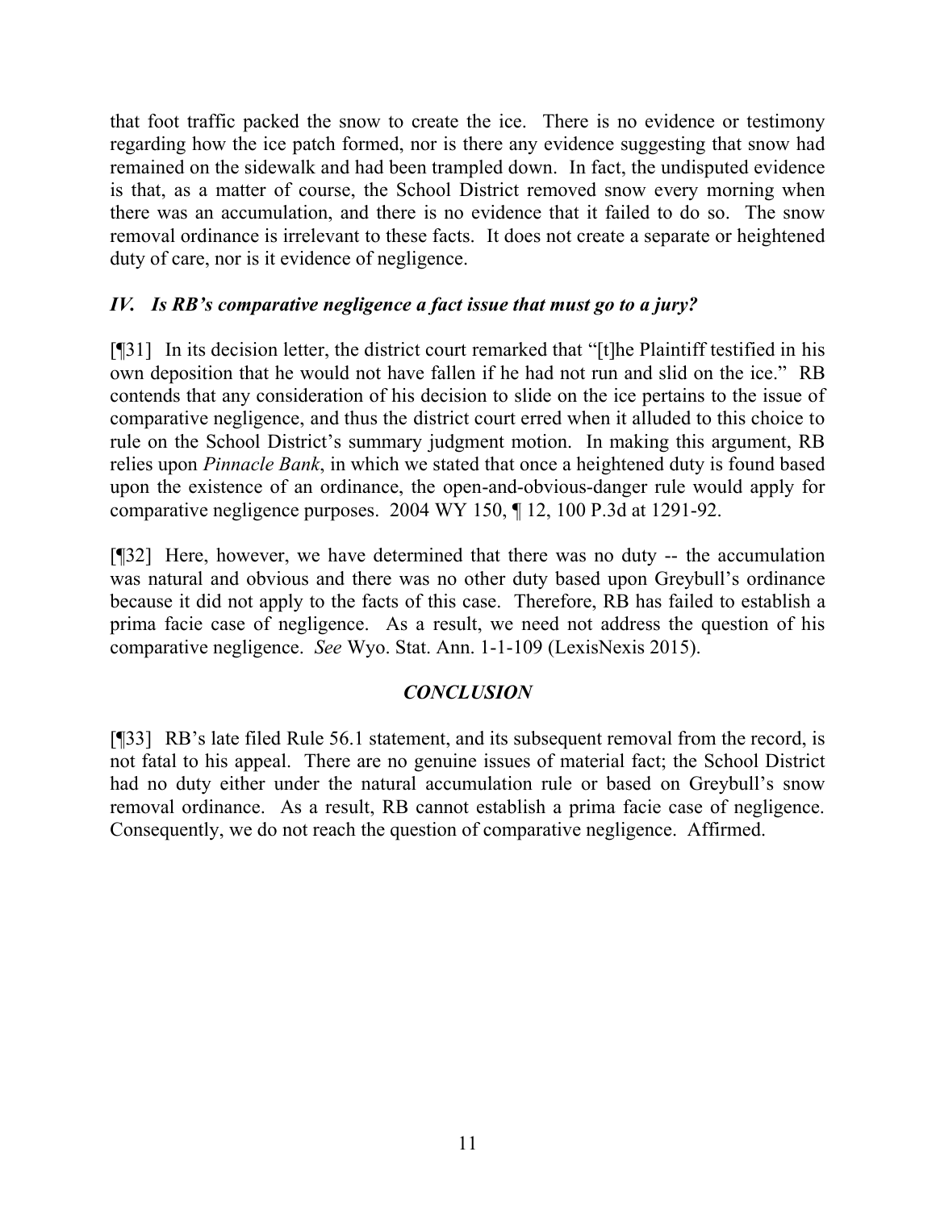that foot traffic packed the snow to create the ice. There is no evidence or testimony regarding how the ice patch formed, nor is there any evidence suggesting that snow had remained on the sidewalk and had been trampled down. In fact, the undisputed evidence is that, as a matter of course, the School District removed snow every morning when there was an accumulation, and there is no evidence that it failed to do so. The snow removal ordinance is irrelevant to these facts. It does not create a separate or heightened duty of care, nor is it evidence of negligence.

### *IV. Is RB's comparative negligence a fact issue that must go to a jury?*

[¶31] In its decision letter, the district court remarked that "[t]he Plaintiff testified in his own deposition that he would not have fallen if he had not run and slid on the ice." RB contends that any consideration of his decision to slide on the ice pertains to the issue of comparative negligence, and thus the district court erred when it alluded to this choice to rule on the School District's summary judgment motion. In making this argument, RB relies upon *Pinnacle Bank*, in which we stated that once a heightened duty is found based upon the existence of an ordinance, the open-and-obvious-danger rule would apply for comparative negligence purposes. 2004 WY 150, ¶ 12, 100 P.3d at 1291-92.

[¶32] Here, however, we have determined that there was no duty -- the accumulation was natural and obvious and there was no other duty based upon Greybull's ordinance because it did not apply to the facts of this case. Therefore, RB has failed to establish a prima facie case of negligence. As a result, we need not address the question of his comparative negligence. *See* Wyo. Stat. Ann. 1-1-109 (LexisNexis 2015).

## *CONCLUSION*

[¶33] RB's late filed Rule 56.1 statement, and its subsequent removal from the record, is not fatal to his appeal. There are no genuine issues of material fact; the School District had no duty either under the natural accumulation rule or based on Greybull's snow removal ordinance. As a result, RB cannot establish a prima facie case of negligence. Consequently, we do not reach the question of comparative negligence. Affirmed.